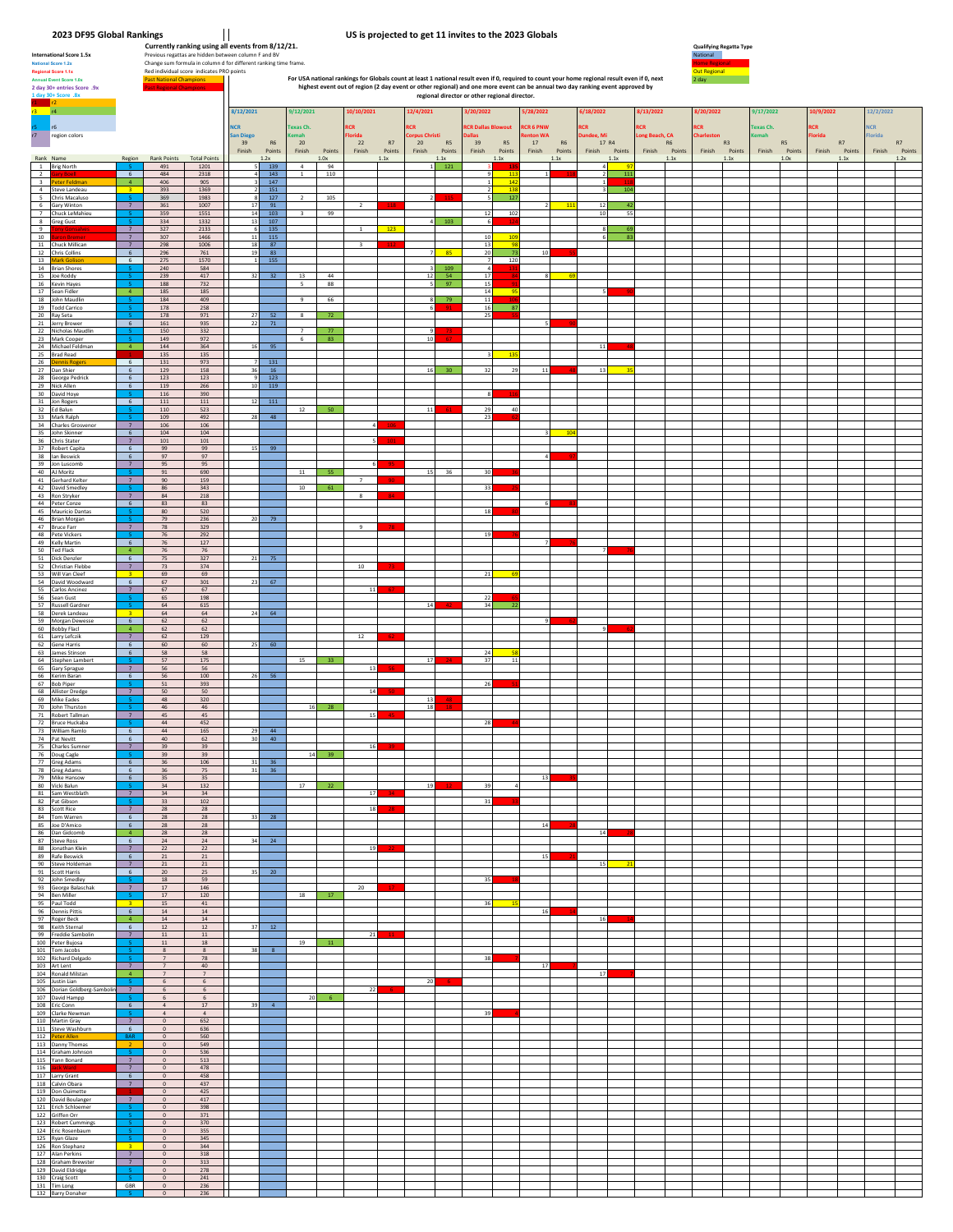# 2023 DF95 Global Rankings

**US is projected to get 11 invites to the 2023 Globals**

**Currently ranking using all events from 8/12/21.**

Previous regattas are hidden between column F and BV

Change sum formula in column d for different ranking time frame.

Red individual score indicates PRO points

International Score 1.5x
National Score 1.2x
Regional Score 1.1x
Annual Event Score 1.0x
2 day 30+ entries Score .9x
1 day 30+ Score .8x

Past National Champions
Past Regional Champions

r1, r2, r3, r4, r5, r6, r7 — region colors

For USA national rankings for Globals count at least 1 national result even if 0, required to count your home regional result even if 0, next highest event out of region (2 day event or other regional) and one more event can be annual two day ranking event approved by regional director or other regional director.

Qualifying Regatta Type: National, Home Regional, Out Regional, 2 day

| Rank | Name | Region | Rank Points | Total Points | 8/12/2021 NCR San Diego (39, R6, 1.2x) Finish | Points | 9/12/2021 Texas Ch. Kemah (20, 1.0x) Finish | Points | 10/10/2021 RCR Florida (22, R7, 1.1x) Finish | Points | 12/4/2021 RCR Corpus Christi (20, R5, 1.1x) Finish | Points | 3/20/2022 RCR Dallas Blowout Dallas (39, R5, 1.1x) Finish | Points | 5/28/2022 RCR 6 PNW Renton WA (17, R6, 1.1x) Finish | Points | 6/18/2022 RCR Dundee, MI (17, R4, 1.1x) Finish | Points | 8/13/2022 RCR Long Beach, CA (R6, 1.1x) Finish | Points | 8/20/2022 RCR Charleston (R3, 1.1x) Finish | Points | 9/17/2022 Texas Ch. Kemah (R5, 1.0x) Finish | Points | 10/9/2022 RCR Florida (R7, 1.1x) Finish | Points | 12/2/2022 NCR Florida (R7, 1.2x) Finish | Points |
|---|---|---|---|---|---|---|---|---|---|---|---|---|---|---|---|---|---|---|---|---|---|---|---|---|---|---|---|---|
|1|Brig North|5|491|1201|5|139|4|94|||1|121|3|133|||4|97|||||||||||
|2|Gary Boak|6|484|2318|4|143|1|110|||||9|113|1|114|2|111|||||||||||
|3|Peter Feldman|4|406|905|3|147|||||||1|142|||1|117|||||||||||
|4|Steve Landeau|3|393|1369|2|151|||||||2|138|||3|104|||||||||||
|5|Chris Macaluso|5|369|1983|8|127|2|105|||2|115|5|127|||||||||||||||
|6|Gary Winton|7|361|1007|17|91|||2|119|||||2|111|12|42|||||||||||
|7|Chuck LeMahieu|5|359|1551|14|103|3|99|||||12|102|||10|55|||||||||||
|8|Greg Gust|5|334|1332|13|107|||||4|103|6|124|||||||||||||||
|9|Barry Gonzalves|7|327|2133|6|135|||1|123|||||||8|69|||||||||||
|10|Jacob Brimer|7|307|1466|11|115|||||||10|109|||6|83|||||||||||
|11|Chuck Millican|7|298|1006|18|87|||3|112|||13|98|||||||||||||||
|12|Chris Collins|6|296|761|19|83|||||7|85|20|73|10|55|||||||||||||
|13|Mark Golison|6|275|1570|1|155|||||||7|120|||||||||||||||
|14|Brian Shores|5|240|584|||||||3|109|4|131|||||||||||||||
|15|Joe Roddy|5|239|417|32|32|13|44|||12|54|17|54|8|69|||||||||||||
|16|Kevin Hayes|5|188|732|||5|88|||5|97|15|91|||||||||||||||
|17|Sean Fidler|4|185|185|||||||||14|95|||5|90|||||||||||
|18|John Maudlin|5|184|409|||9|66|||8|79|11|106|||||||||||||||
|19|Todd Carrico|5|178|258|||||||6|91|16|87|||||||||||||||
|20|Ray Seta|5|178|971|27|52|8|72|||||25|53|||||||||||||||
|21|Jerry Brower|6|161|935|22|71|||||||||5|90|||||||||||||
|22|Nicholas Maudlin|5|150|332|||7|77|||9|73|||||||||||||||||
|23|Mark Cooper|5|149|972|||6|83|||10|67|||||||||||||||||
|24|Michael Feldman|4|144|364|16|95|||||||||||11|49|||||||||||
|25|Brad Read||135|135|||||||||3|135|||||||||||||||
|26|Dennis Rogers|6|131|973|7|131|||||||||||||||||||||||
|27|Dan Shier|6|129|158|36|16|||||16|30|32|29|11|48|13|35|||||||||||
|28|George Pedrick|6|123|123|9|123|||||||||||||||||||||||
|29|Nick Allen|6|119|266|10|119|||||||||||||||||||||||
|30|David Hoye|5|116|390|||||||||8|116|||||||||||||||
|31|Jon Rogers|6|111|111|12|111|||||||||||||||||||||||
|32|Ed Balun|5|110|523|||12|50|||11|61|29|40|||||||||||||||
|33|Mark Ralph|5|109|492|28|48|||||||23|61|||||||||||||||
|34|Charles Grosvenor|7|106|106|||||4|106|||||||||||||||||||
|35|John Skinner|6|104|104|||||||||||3|104|||||||||||||
|36|Chris Stater|7|101|101|||||5|101|||||||||||||||||||
|37|Robert Capita|6|99|99|15|99|||||||||||||||||||||||
|38|Ian Beswick|6|97|97|||||||||||4|97|||||||||||||
|39|Jon Luscomb|7|95|95|||||6|95|||||||||||||||||||
|40|AJ Moritz|5|91|690|||11|55|||15|36|30|36|||||||||||||||
|41|Gerhard Kelter|7|90|159|||||7|90|||||||||||||||||||
|42|David Smedley|5|86|343|||10|61|||||33|25|||||||||||||||
|43|Ron Stryker|7|84|218|||||8|84|||||||||||||||||||
|44|Peter Conze|6|83|83|||||||||||6|83|||||||||||||
|45|Mauricio Dantas|5|80|520|||||||||18|80|||||||||||||||
|46|Brian Morgan|5|79|236|20|79|||||||||||||||||||||||
|47|Bruce Farr|7|78|329|||||9|78|||||||||||||||||||
|48|Pete Vickers|5|76|292|||||||||19|76|||||||||||||||
|49|Kelly Martin|6|76|127|||||||||||7|76|||||||||||||
|50|Ted Flack|4|76|76|||||||||||||7|76|||||||||||
|51|Dick Denzler|6|75|327|21|75|||||||||||||||||||||||
|52|Christian Flebbe|7|73|374|||||10|73|||||||||||||||||||
|53|Will Van Cleef|3|69|69|||||||||21|69|||||||||||||||
|54|David Woodward|6|67|301|23|67|||||||||||||||||||||||
|55|Carlos Ancinez|7|67|67|||||11|67|||||||||||||||||||
|56|Sean Gust|5|65|198|||||||||22|65|||||||||||||||
|57|Russell Gardner|5|64|615|||||||14|42|34|22|||||||||||||||
|58|Derek Landeau|3|64|64|24|64|||||||||||||||||||||||
|59|Morgan Dewesse|6|62|62|||||||||||9|62|||||||||||||
|60|Bobby Flacl|4|62|62|||||||||||||9|62|||||||||||
|61|Larry Lefczik|7|62|129|||||12|62|||||||||||||||||||
|62|Gene Harris|6|60|60|25|60|||||||||||||||||||||||
|63|James Stinson|6|58|58|||||||||24|58|||||||||||||||
|64|Stephen Lambert|5|57|175|||15|33|||17|24|37|11|||||||||||||||
|65|Gary Sprague|7|56|56|||||13|56|||||||||||||||||||
|66|Kerim Baran|6|56|100|26|56|||||||||||||||||||||||
|67|Bob Piper|5|51|393|||||||||26|51|||||||||||||||
|68|Allister Dredge|7|50|50|||||14|50|||||||||||||||||||
|69|Mike Eades|5|48|320|||||||13|48|||||||||||||||||
|70|John Thurston|5|46|46|||16|28|||18|18|||||||||||||||||
|71|Robert Tallman|7|45|45|||||15|45|||||||||||||||||||
|72|Bruce Huckaba|5|44|452|||||||||28|44|||||||||||||||
|73|William Ramlo|6|44|165|29|44|||||||||||||||||||||||
|74|Pat Nevitt|6|40|62|30|40|||||||||||||||||||||||
|75|Charles Sumner|7|39|39|||||16|39|||||||||||||||||||
|76|Doug Cagle|5|39|39|||14|39|||||||||||||||||||||
|77|Greg Adams|6|36|106|31|36|||||||||||||||||||||||
|78|Greg Adams|6|36|75|31|36|||||||||||||||||||||||
|79|Mike Hansow|6|35|35|||||||||||13|35|||||||||||||
|80|Vicki Balun|5|34|132|||17|22|||19|12|39|4|||||||||||||||
|81|Sam Wootbath|7|34|34|||||17|34|||||||||||||||||||
|82|Pat Gibson|5|33|102|||||||||31|33|||||||||||||||
|83|Scott Rice|7|28|28|||||18|28|||||||||||||||||||
|84|Tom Warren|6|28|28|33|28|||||||||||||||||||||||
|85|Joe D'Amico|6|28|28|||||||||||14|28|||||||||||||
|86|Dan Gidcomb|4|28|28|||||||||||||14|28|||||||||||
|87|Steve Ross|6|24|24|34|24|||||||||||||||||||||||
|88|Jonathan Klein|7|22|22|||||19|22|||||||||||||||||||
|89|Rafe Beswick|6|21|21|||||||||||15|21|||||||||||||
|90|Steve Holdeman|7|21|21|||||||||||||15|21|||||||||||
|91|Scott Harris|6|20|25|35|20|||||||||||||||||||||||
|92|John Smedley|5|18|59|||||||||35|18|||||||||||||||
|93|George Balaschak|7|17|146|||||20|17|||||||||||||||||||
|94|Ben Miller|5|17|120|||18|17|||||||||||||||||||||
|95|Paul Todd|3|15|41|||||||||36|15|||||||||||||||
|96|Dennis Pittis|6|14|14|||||||||||16|14|||||||||||||
|97|Roger Beck|4|14|14|||||||||||||16|14|||||||||||
|98|Keith Sternal|6|12|12|37|12|||||||||||||||||||||||
|99|Freddie Sambolin|7|11|11|||||21|11|||||||||||||||||||
|100|Peter Bujosa|5|11|18|||19|11|||||||||||||||||||||
|101|Tom Jacobs|5|8|8|38|8|||||||||||||||||||||||
|102|Richard Delgado|5|7|78|||||||||38|7|||||||||||||||
|103|Art Lent|7|7|40|||||||||||17|7|||||||||||||
|104|Ronald Milstan|4|7|7|||||||||||||17|7|||||||||||
|105|Justin Lian|5|6|6|||||||20|6|||||||||||||||||
|106|Dorian Goldberg-Sambolin|7|6|6|||||22|6|||||||||||||||||||
|107|David Hampp|5|6|6|||20|6|||||||||||||||||||||
|108|Eric Conn|6|4|17|39|4|||||||||||||||||||||||
|109|Calvin Newman|5|4|4|||||||||39|4|||||||||||||||
|110|Martin Gray|7|0|652|||||||||||||||||||||||||
|111|Steve Washburn|6|0|636|||||||||||||||||||||||||
|112|Peter Allen|BAR|0|560|||||||||||||||||||||||||
|113|Danny Thomas|2|0|549|||||||||||||||||||||||||
|114|Graham Johnson|5|0|536|||||||||||||||||||||||||
|115|Yann Bonard|7|0|513|||||||||||||||||||||||||
|116|Rick Allen|7|0|478|||||||||||||||||||||||||
|117|Larry Grant|6|0|458|||||||||||||||||||||||||
|118|Calvin Obara|7|0|437|||||||||||||||||||||||||
|119|Don Ouimette|5|0|425|||||||||||||||||||||||||
|120|David Boulanger|7|0|417|||||||||||||||||||||||||
|121|Erich Schloemer|5|0|398|||||||||||||||||||||||||
|122|Griffen Orr|5|0|371|||||||||||||||||||||||||
|123|Robert Cummings|5|0|370|||||||||||||||||||||||||
|124|Eric Rosenbaum|5|0|355|||||||||||||||||||||||||
|125|Ryan Glaze|5|0|345|||||||||||||||||||||||||
|126|Ron Stephanz|3|0|344|||||||||||||||||||||||||
|127|Alan Perkins|7|0|318|||||||||||||||||||||||||
|128|Graham Brewster|7|0|313|||||||||||||||||||||||||
|129|David Eldridge|5|0|278|||||||||||||||||||||||||
|130|Craig Scott|5|0|241|||||||||||||||||||||||||
|131|Tim Long|GBR|0|236|||||||||||||||||||||||||
|132|Barry Donaher|5|0|236|||||||||||||||||||||||||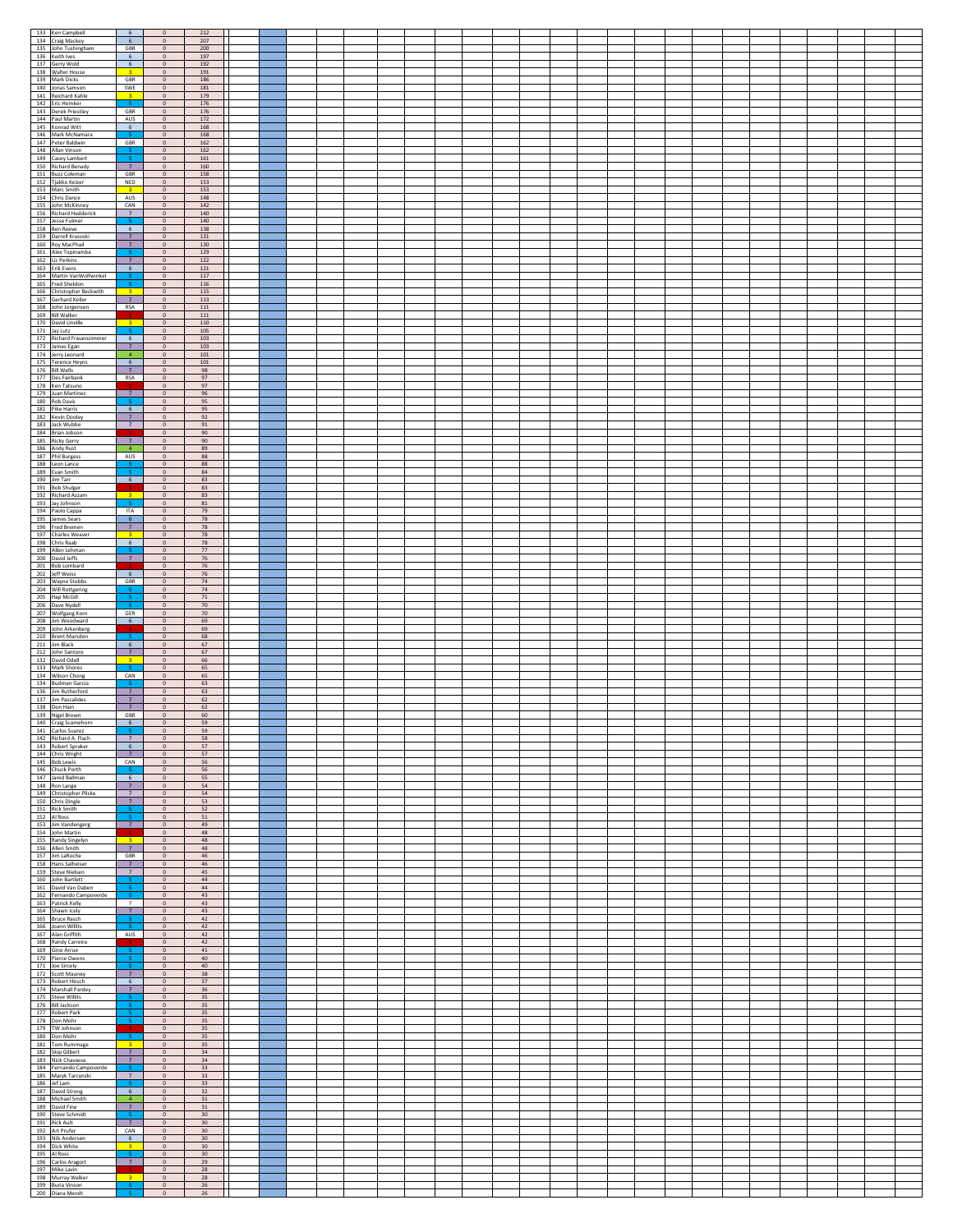| | | | | |
|---|---|---|---|---|
| 133 | Ken Campbell | 6 | 0 | 212 |
| 134 | Craig Mackey | 6 | 0 | 207 |
| 135 | John Tushingham | GBR | 0 | 200 |
| 136 | Keith Ives | 6 | 0 | 197 |
| 137 | Gerry Wold | 6 | 0 | 192 |
| 138 | Walter House | 3 | 0 | 191 |
| 139 | Mark Dicks | GBR | 0 | 186 |
| 140 | Jonas Samson | SWE | 0 | 181 |
| 141 | Reichard Kahle | 3 | 0 | 179 |
| 142 | Eric Hemker | 5 | 0 | 176 |
| 143 | Derek Priestley | GBR | 0 | 176 |
| 144 | Paul Martin | AUS | 0 | 172 |
| 145 | Konrad Witt | 6 | 0 | 168 |
| 146 | Mark McNamara | 5 | 0 | 168 |
| 147 | Peter Baldwin | GBR | 0 | 162 |
| 148 | Allan Vinson | 5 | 0 | 162 |
| 149 | Casey Lambert | 5 | 0 | 161 |
| 150 | Richard Benady | 7 | 0 | 160 |
| 151 | Buzz Coleman | GBR | 0 | 158 |
| 152 | Tjakko Keizer | NED | 0 | 153 |
| 153 | Marc Smith | 3 | 0 | 153 |
| 154 | Chris Dance | AUS | 0 | 148 |
| 155 | John McKinney | CAN | 0 | 142 |
| 156 | Richard Hedderick | 7 | 0 | 140 |
| 157 | Jesse Fulmer | 5 | 0 | 140 |
| 158 | Ben Reeve | 6 | 0 | 138 |
| 159 | Darrell Krasoski | 7 | 0 | 131 |
| 160 | Roy MacPhail | 7 | 0 | 130 |
| 161 | Alex Tupinamba | 5 | 0 | 129 |
| 162 | Liz Perkins | 7 | 0 | 122 |
| 163 | Erik Evens | 6 | 0 | 121 |
| 164 | Martin VanWolfwinkel | 5 | 0 | 117 |
| 165 | Fred Sheldon | 5 | 0 | 116 |
| 166 | Christopher Beckwith | 3 | 0 | 115 |
| 167 | Gerhard Keller | 7 | 0 | 113 |
| 168 | John Jorgensen | RSA | 0 | 111 |
| 169 | Bill Walker | 1 | 0 | 111 |
| 170 | David Linville | 3 | 0 | 110 |
| 171 | Jay Lutz | 5 | 0 | 105 |
| 172 | Richard Frauenzimmer | 6 | 0 | 103 |
| 173 | James Egan | 7 | 0 | 103 |
| 174 | Jerry Leonard | 4 | 0 | 101 |
| 175 | Terence Heyns | 6 | 0 | 101 |
| 176 | Bill Wells | 7 | 0 | 98 |
| 177 | Des Fairbank | RSA | 0 | 97 |
| 178 | Ken Tatsuno | 1 | 0 | 97 |
| 179 | Juan Martinez | 7 | 0 | 96 |
| 180 | Rob Davis | 5 | 0 | 95 |
| 181 | Pike Harris | 6 | 0 | 95 |
| 182 | Kevin Dooley | 7 | 0 | 92 |
| 183 | Jack Wubbe | 7 | 0 | 91 |
| 184 | Brian Jobson | 1 | 0 | 90 |
| 185 | Ricky Gerry | 7 | 0 | 90 |
| 186 | Andy Rust | 4 | 0 | 89 |
| 187 | Phil Burgess | AUS | 0 | 88 |
| 188 | Leon Lance | 5 | 0 | 88 |
| 189 | Evan Smith | 5 | 0 | 84 |
| 190 | Jim Tarr | 6 | 0 | 83 |
| 191 | Bob Shulger | 1 | 0 | 83 |
| 192 | Richard Azzam | 3 | 0 | 83 |
| 193 | Jay Johnson | 5 | 0 | 81 |
| 194 | Paolo Cappa | ITA | 0 | 79 |
| 195 | James Sears | 6 | 0 | 78 |
| 196 | Fred Bremen | 7 | 0 | 78 |
| 197 | Charles Weaver | 3 | 0 | 78 |
| 198 | Chris Raab | 6 | 0 | 78 |
| 199 | Allen Lehman | 5 | 0 | 77 |
| 200 | David Jeffs | 7 | 0 | 76 |
| 201 | Bob Lombard | 1 | 0 | 76 |
| 202 | Jeff Weiss | 6 | 0 | 76 |
| 203 | Wayne Stobbs | GBR | 0 | 74 |
| 204 | Will Rottgering | 5 | 0 | 74 |
| 205 | Hap McGill | 5 | 0 | 71 |
| 206 | Dave Nydell | 5 | 0 | 70 |
| 207 | Wolfgang Korn | GER | 0 | 70 |
| 208 | Jim Woodward | 6 | 0 | 69 |
| 209 | John Arkenberg | 1 | 0 | 69 |
| 210 | Brent Marsden | 5 | 0 | 68 |
| 211 | Jim Black | 6 | 0 | 67 |
| 212 | John Santoro | 7 | 0 | 67 |
| 132 | David Odell | 3 | 0 | 66 |
| 133 | Mark Shores | 5 | 0 | 65 |
| 134 | Wilson Chong | CAN | 0 | 65 |
| 134 | Budman Garcia | 5 | 0 | 63 |
| 136 | Jim Rutherford | 7 | 0 | 63 |
| 137 | Jim Pascalides | 7 | 0 | 62 |
| 138 | Don Hain | 7 | 0 | 62 |
| 139 | Nigel Brown | GBR | 0 | 60 |
| 140 | Craig Scarnehorn | 6 | 0 | 59 |
| 141 | Carlos Suarez | 5 | 0 | 59 |
| 142 | Richard A. Flach | 7 | 0 | 58 |
| 143 | Robert Spraker | 6 | 0 | 57 |
| 144 | Chris Wright | 7 | 0 | 57 |
| 145 | Bob Lewis | CAN | 0 | 56 |
| 146 | Chuck Porth | 5 | 0 | 56 |
| 147 | Jared Ballman | 6 | 0 | 55 |
| 148 | Ron Lange | 7 | 0 | 54 |
| 149 | Christopher Pliske | 7 | 0 | 54 |
| 150 | Chris Dingle | 7 | 0 | 53 |
| 151 | Rick Smith | 5 | 0 | 52 |
| 152 | Al Ross | 5 | 0 | 51 |
| 153 | Jim Vandengerg | 7 | 0 | 49 |
| 154 | John Martin | 1 | 0 | 48 |
| 155 | Randy Singelyn | 3 | 0 | 48 |
| 156 | Allen Smith | 7 | 0 | 48 |
| 157 | Jim LaRoche | GBR | 0 | 46 |
| 158 | Hans Salheiser | 7 | 0 | 46 |
| 159 | Steve Nielsen | 7 | 0 | 45 |
| 160 | John Bartlett | 5 | 0 | 44 |
| 161 | David Van Daben | 5 | 0 | 44 |
| 162 | Fernando Campoverde | 5 | 0 | 43 |
| 163 | Patrick Kelly | ? | 0 | 43 |
| 164 | Shawn Icely | 7 | 0 | 43 |
| 165 | Bruce Rasch | 5 | 0 | 42 |
| 166 | Joann Willits | 5 | 0 | 42 |
| 167 | Alan Griffith | AUS | 0 | 42 |
| 168 | Randy Carreira | 1 | 0 | 42 |
| 169 | Gino Arrue | 5 | 0 | 41 |
| 170 | Pierce Owens | 5 | 0 | 40 |
| 171 | Joe Sircely | 5 | 0 | 40 |
| 172 | Scott Mauney | 7 | 0 | 38 |
| 173 | Robert Hirsch | 6 | 0 | 37 |
| 174 | Marshall Pardey | 7 | 0 | 36 |
| 175 | Steve Willits | 5 | 0 | 35 |
| 176 | Bill Jackson | 5 | 0 | 35 |
| 177 | Robert Park | 5 | 0 | 35 |
| 178 | Don Mohr | 5 | 0 | 35 |
| 179 | TW Johnson | 1 | 0 | 35 |
| 180 | Don Mohr | 5 | 0 | 35 |
| 181 | Tom Rummage | 3 | 0 | 35 |
| 182 | Skip Gilbert | 7 | 0 | 34 |
| 183 | Nick Chavasse | 7 | 0 | 34 |
| 184 | Fernando Campoverde | 5 | 0 | 33 |
| 185 | Maryk Tarcynzki | 7 | 0 | 33 |
| 186 | Jef Lam | 5 | 0 | 33 |
| 187 | David Strong | 6 | 0 | 32 |
| 188 | Michael Smith | 4 | 0 | 31 |
| 189 | David Fine | 7 | 0 | 31 |
| 190 | Steve Schmidt | 5 | 0 | 30 |
| 191 | Rick Ault | 7 | 0 | 30 |
| 192 | Art Prufer | CAN | 0 | 30 |
| 193 | Nils Andersen | 6 | 0 | 30 |
| 194 | Dick White | 3 | 0 | 30 |
| 195 | Al Ross | 5 | 0 | 30 |
| 196 | Carlos Aragort | 7 | 0 | 29 |
| 197 | Mike Lavin | 1 | 0 | 28 |
| 198 | Murray Walker | 3 | 0 | 28 |
| 199 | Buria Vinson | 5 | 0 | 26 |
| 200 | Diana Mendt | 5 | 0 | 26 |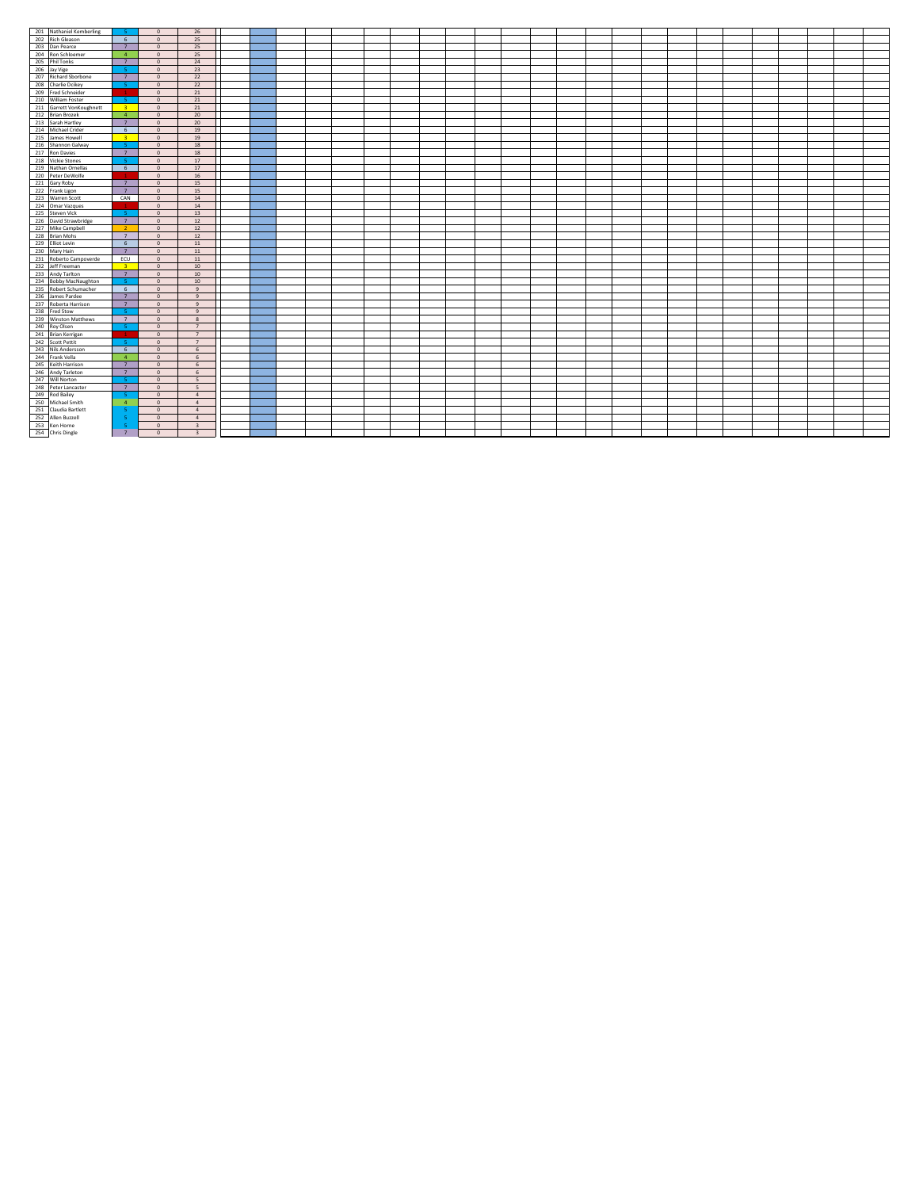| | | | | | | |
|---|---|---|---|---|---|---|
| 201 | Nathaniel Kemberling | 5 | 0 | 26 | | |
| 202 | Rich Gleason | 6 | 0 | 25 | | |
| 203 | Dan Pearce | 7 | 0 | 25 | | |
| 204 | Ron Schloemer | 4 | 0 | 25 | | |
| 205 | Phil Tonks | 7 | 0 | 24 | | |
| 206 | Jay Vige | 5 | 0 | 23 | | |
| 207 | Richard Sborbone | 7 | 0 | 22 | | |
| 208 | Charlie Dcikey | 5 | 0 | 22 | | |
| 209 | Fred Schneider | 1 | 0 | 21 | | |
| 210 | William Foster | 5 | 0 | 21 | | |
| 211 | Garrett VonKoughnett | 3 | 0 | 21 | | |
| 212 | Brian Brozek | 4 | 0 | 20 | | |
| 213 | Sarah Hartley | 7 | 0 | 20 | | |
| 214 | Michael Crider | 6 | 0 | 19 | | |
| 215 | James Howell | 3 | 0 | 19 | | |
| 216 | Shannon Galway | 5 | 0 | 18 | | |
| 217 | Ron Davies | 7 | 0 | 18 | | |
| 218 | Vickie Stones | 5 | 0 | 17 | | |
| 219 | Nathan Ornellas | 6 | 0 | 17 | | |
| 220 | Peter DeWolfe | 1 | 0 | 16 | | |
| 221 | Gary Roby | 7 | 0 | 15 | | |
| 222 | Frank Ligon | 7 | 0 | 15 | | |
| 223 | Warren Scott | CAN | 0 | 14 | | |
| 224 | Omar Vazques | 1 | 0 | 14 | | |
| 225 | Steven Vick | 5 | 0 | 13 | | |
| 226 | David Strawbridge | 7 | 0 | 12 | | |
| 227 | Mike Campbell | 2 | 0 | 12 | | |
| 228 | Brian Mohs | 7 | 0 | 12 | | |
| 229 | Elliot Levin | 6 | 0 | 11 | | |
| 230 | Mary Hain | 7 | 0 | 11 | | |
| 231 | Roberto Campoverde | ECU | 0 | 11 | | |
| 232 | Jeff Freeman | 3 | 0 | 10 | | |
| 233 | Andy Tarlton | 7 | 0 | 10 | | |
| 234 | Bobby MacNaughton | 5 | 0 | 10 | | |
| 235 | Robert Schumacher | 6 | 0 | 9 | | |
| 236 | James Pardee | 7 | 0 | 9 | | |
| 237 | Roberta Harrison | 7 | 0 | 9 | | |
| 238 | Fred Stow | 5 | 0 | 9 | | |
| 239 | Winston Matthews | 7 | 0 | 8 | | |
| 240 | Roy Olsen | 5 | 0 | 7 | | |
| 241 | Brian Kerrigan | 1 | 0 | 7 | | |
| 242 | Scott Pettit | 5 | 0 | 7 | | |
| 243 | Nils Andersson | 6 | 0 | 6 | | |
| 244 | Frank Vella | 4 | 0 | 6 | | |
| 245 | Keith Harrison | 7 | 0 | 6 | | |
| 246 | Andy Tarleton | 7 | 0 | 6 | | |
| 247 | Will Norton | 5 | 0 | 5 | | |
| 248 | Peter Lancaster | 7 | 0 | 5 | | |
| 249 | Rod Bailey | 5 | 0 | 4 | | |
| 250 | Michael Smith | 4 | 0 | 4 | | |
| 251 | Claudia Bartlett | 5 | 0 | 4 | | |
| 252 | Allen Buzzell | 5 | 0 | 4 | | |
| 253 | Ken Horne | 5 | 0 | 3 | | |
| 254 | Chris Dingle | 7 | 0 | 3 | | |